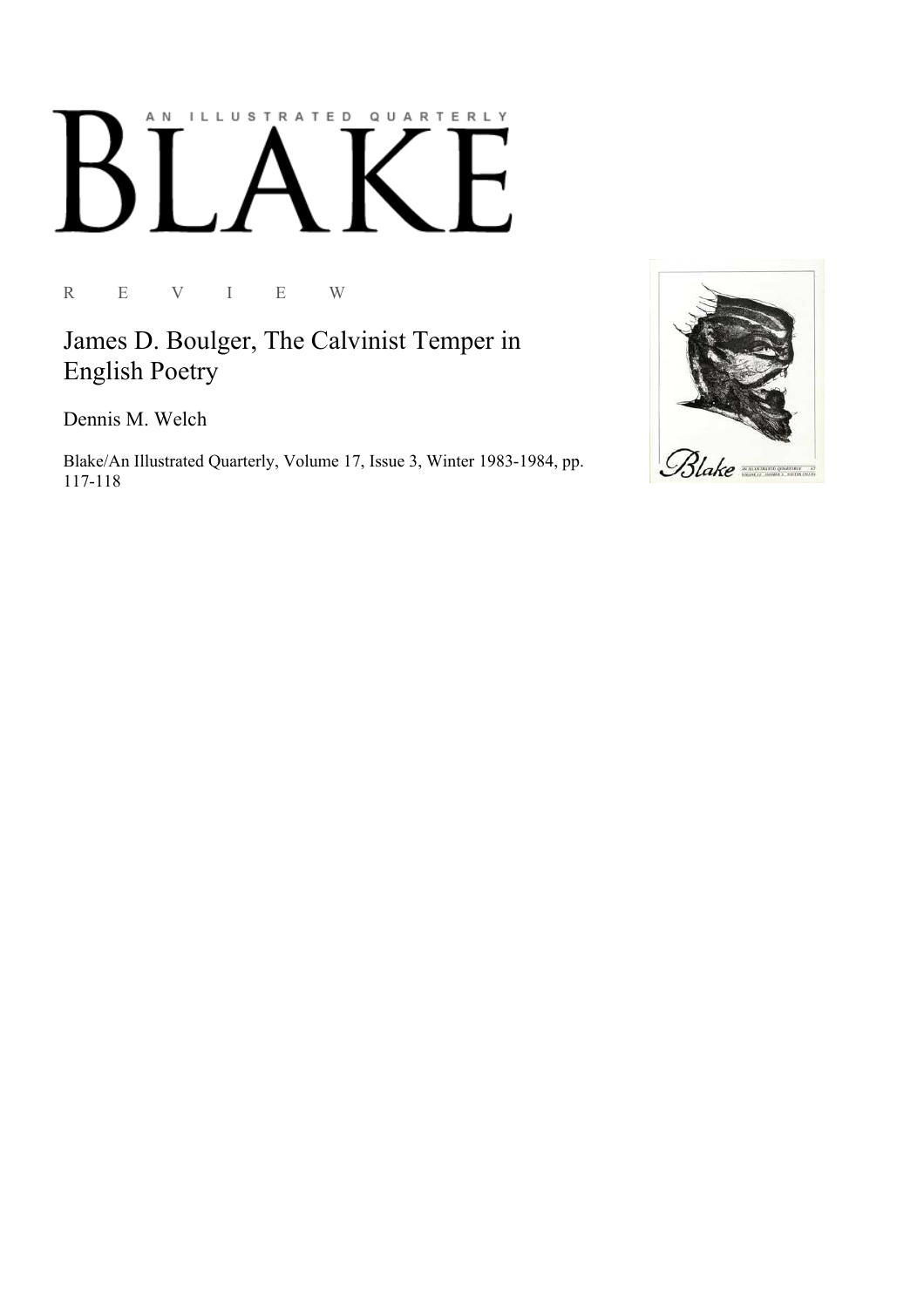# BLAKE

AN ILLUSTRATED QUARTERLY

R E V I E W

## James D. Boulger, The Calvinist Temper in English Poetry

Dennis M. Welch

Blake/An Illustrated Quarterly, Volume 17, Issue 3, Winter 1983-1984, pp. 117-118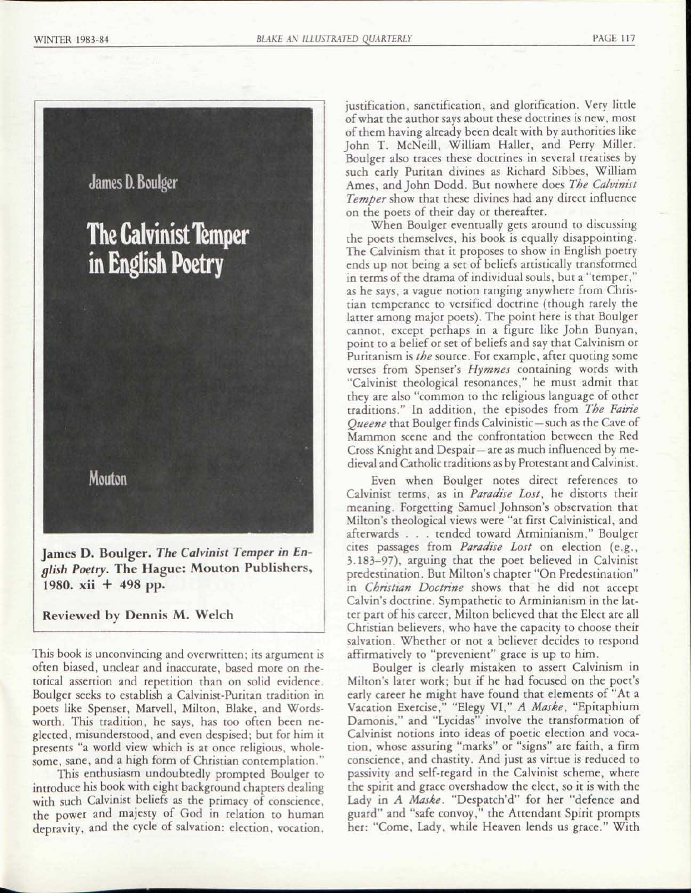James D. Boulger

The Calvinist Temper in English Poetry

Mouton

**James D. Boulger. *The Calvinist Temper in English Poetry*. The Hague: Mouton Publishers, 1980. xii + 498 pp.**

**Reviewed by Dennis M. Welch**

This book is unconvincing and overwritten; its argument is often biased, unclear and inaccurate, based more on rhetorical assertion and repetition than on solid evidence. Boulger seeks to establish a Calvinist-Puritan tradition in poets like Spenser, Marvell, Milton, Blake, and Wordsworth. This tradition, he says, has too often been neglected, misunderstood, and even despised; but for him it presents "a world view which is at once religious, wholesome, sane, and a high form of Christian contemplation."

This enthusiasm undoubtedly prompted Boulger to introduce his book with eight background chapters dealing with such Calvinist beliefs as the primacy of conscience, the power and majesty of God in relation to human depravity, and the cycle of salvation: election, vocation, justification, sanctification, and glorification. Very little of what the author says about these doctrines is new, most of them having already been dealt with by authorities like John T. McNeill, William Haller, and Perry Miller. Boulger also traces these doctrines in several treatises by such early Puritan divines as Richard Sibbes, William Ames, and John Dodd. But nowhere does *The Calvinist Temper* show that these divines had any direct influence on the poets of their day or thereafter.

When Boulger eventually gets around to discussing the poets themselves, his book is equally disappointing. The Calvinism that it proposes to show in English poetry ends up not being a set of beliefs artistically transformed in terms of the drama of individual souls, but a "temper," as he says, a vague notion ranging anywhere from Christian temperance to versified doctrine (though rarely the latter among major poets). The point here is that Boulger cannot, except perhaps in a figure like John Bunyan, point to a belief or set of beliefs and say that Calvinism or Puritanism is *the* source. For example, after quoting some verses from Spenser's *Hymnes* containing words with "Calvinist theological resonances," he must admit that they are also "common to the religious language of other traditions." In addition, the episodes from *The Fairie Queene* that Boulger finds Calvinistic—such as the Cave of Mammon scene and the confrontation between the Red Cross Knight and Despair—are as much influenced by medieval and Catholic traditions as by Protestant and Calvinist.

Even when Boulger notes direct references to Calvinist terms, as in *Paradise Lost*, he distorts their meaning. Forgetting Samuel Johnson's observation that Milton's theological views were "at first Calvinistical, and afterwards . . . tended toward Arminianism," Boulger cites passages from *Paradise Lost* on election (e.g., 3.183–97), arguing that the poet believed in Calvinist predestination. But Milton's chapter "On Predestination" in *Christian Doctrine* shows that he did not accept Calvin's doctrine. Sympathetic to Arminianism in the latter part of his career, Milton believed that the Elect are all Christian believers, who have the capacity to choose their salvation. Whether or not a believer decides to respond affirmatively to "prevenient" grace is up to him.

Boulger is clearly mistaken to assert Calvinism in Milton's later work; but if he had focused on the poet's early career he might have found that elements of "At a Vacation Exercise," "Elegy VI," *A Maske*, "Epitaphium Damonis," and "Lycidas" involve the transformation of Calvinist notions into ideas of poetic election and vocation, whose assuring "marks" or "signs" are faith, a firm conscience, and chastity. And just as virtue is reduced to passivity and self-regard in the Calvinist scheme, where the spirit and grace overshadow the elect, so it is with the Lady in *A Maske*. "Despatch'd" for her "defence and guard" and "safe convoy," the Attendant Spirit prompts her: "Come, Lady, while Heaven lends us grace." With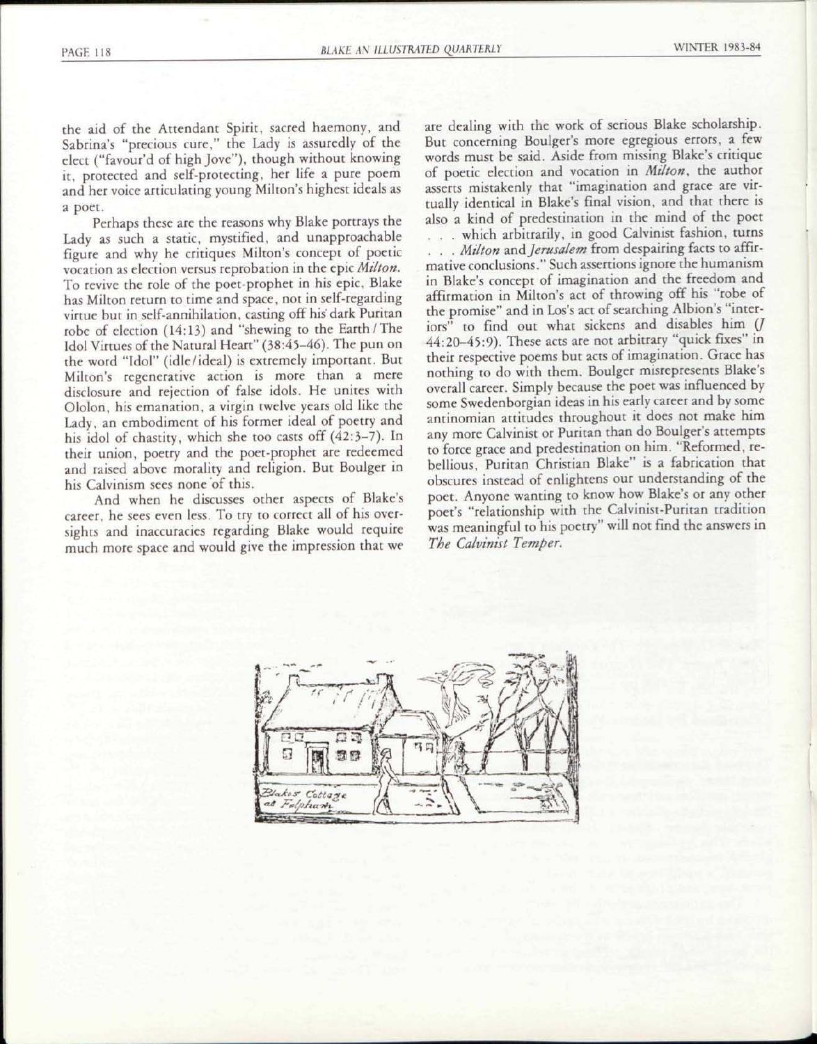the aid of the Attendant Spirit, sacred haemony, and Sabrina's "precious cure," the Lady is assuredly of the elect ("favour'd of high Jove"), though without knowing it, protected and self-protecting, her life a pure poem and her voice articulating young Milton's highest ideals as a poet.

Perhaps these are the reasons why Blake portrays the Lady as such a static, mystified, and unapproachable figure and why he critiques Milton's concept of poetic vocation as election versus reprobation in the epic *Milton*. To revive the role of the poet-prophet in his epic, Blake has Milton return to time and space, not in self-regarding virtue but in self-annihilation, casting off his dark Puritan robe of election (14:13) and "shewing to the Earth / The Idol Virtues of the Natural Heart" (38:45–46). The pun on the word "Idol" (idle/ideal) is extremely important. But Milton's regenerative action is more than a mere disclosure and rejection of false idols. He unites with Ololon, his emanation, a virgin twelve years old like the Lady, an embodiment of his former ideal of poetry and his idol of chastity, which she too casts off (42:3–7). In their union, poetry and the poet-prophet are redeemed and raised above morality and religion. But Boulger in his Calvinism sees none of this.

And when he discusses other aspects of Blake's career, he sees even less. To try to correct all of his oversights and inaccuracies regarding Blake would require much more space and would give the impression that we are dealing with the work of serious Blake scholarship. But concerning Boulger's more egregious errors, a few words must be said. Aside from missing Blake's critique of poetic election and vocation in *Milton*, the author asserts mistakenly that "imagination and grace are virtually identical in Blake's final vision, and that there is also a kind of predestination in the mind of the poet . . . which arbitrarily, in good Calvinist fashion, turns . . . *Milton* and *Jerusalem* from despairing facts to affirmative conclusions." Such assertions ignore the humanism in Blake's concept of imagination and the freedom and affirmation in Milton's act of throwing off his "robe of the promise" and in Los's act of searching Albion's "interiors" to find out what sickens and disables him (*J* 44:20–45:9). These acts are not arbitrary "quick fixes" in their respective poems but acts of imagination. Grace has nothing to do with them. Boulger misrepresents Blake's overall career. Simply because the poet was influenced by some Swedenborgian ideas in his early career and by some antinomian attitudes throughout it does not make him any more Calvinist or Puritan than do Boulger's attempts to force grace and predestination on him. "Reformed, rebellious, Puritan Christian Blake" is a fabrication that obscures instead of enlightens our understanding of the poet. Anyone wanting to know how Blake's or any other poet's "relationship with the Calvinist-Puritan tradition was meaningful to his poetry" will not find the answers in *The Calvinist Temper*.